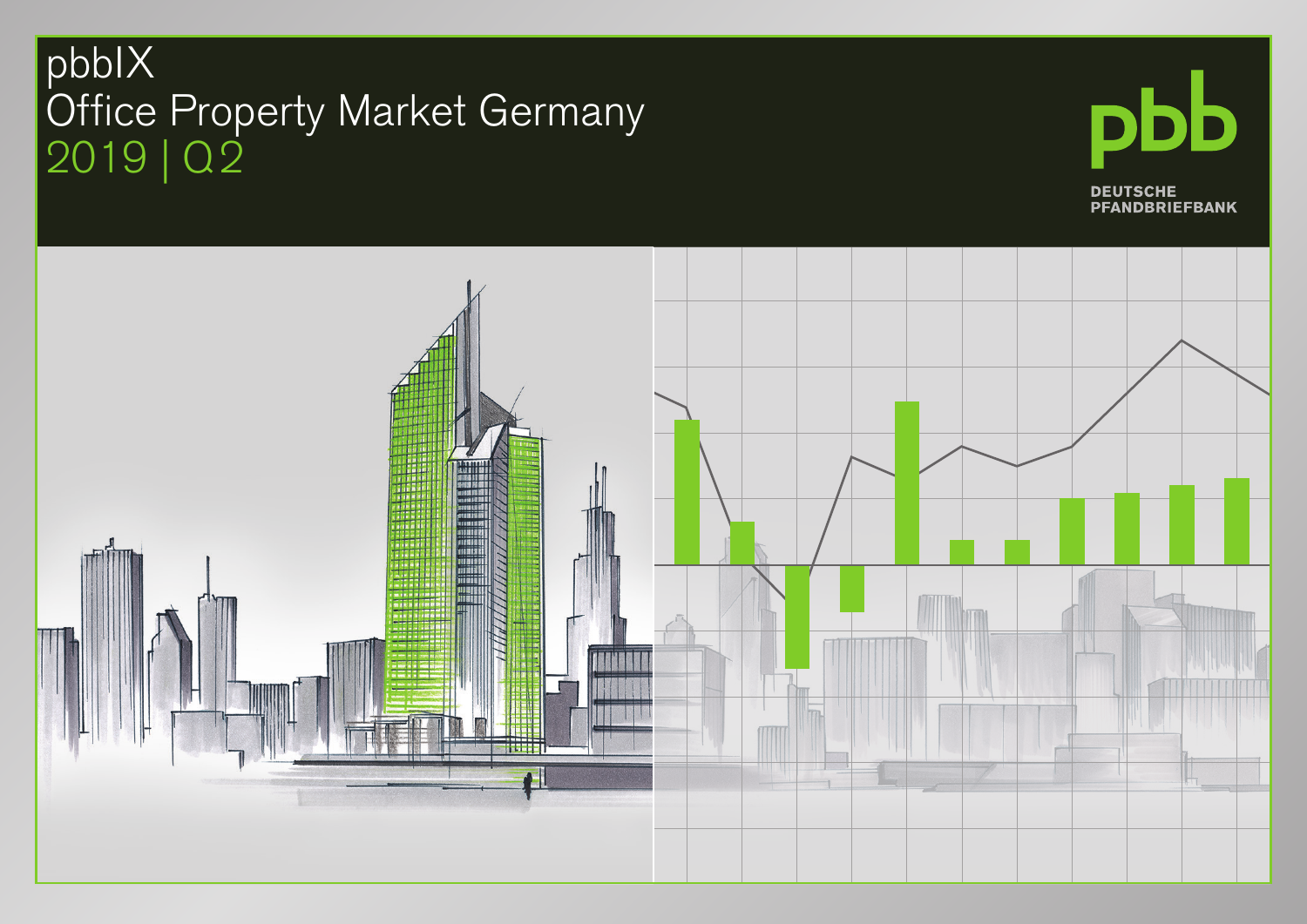# pbbIX
# Office Property Market Germany
## 2019 | Q2

pbb

DEUTSCHE PFANDBRIEFBANK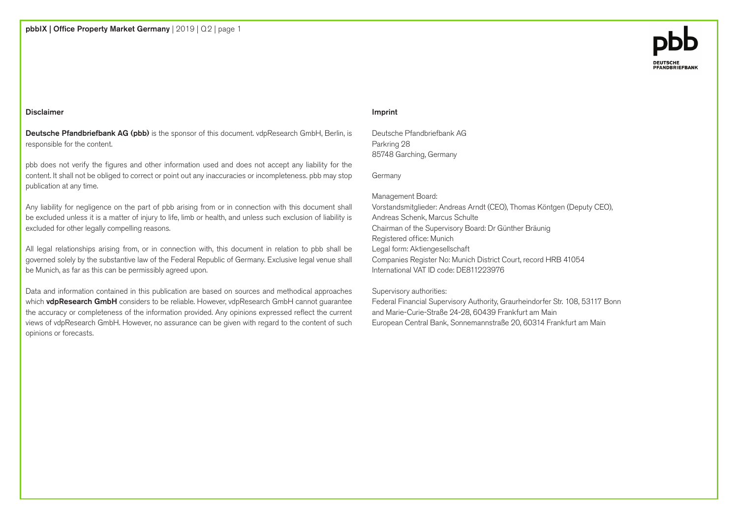## Disclaimer

**Deutsche Pfandbriefbank AG (pbb)** is the sponsor of this document. vdpResearch GmbH, Berlin, is responsible for the content.

pbb does not verify the figures and other information used and does not accept any liability for the content. It shall not be obliged to correct or point out any inaccuracies or incompleteness. pbb may stop publication at any time.

Any liability for negligence on the part of pbb arising from or in connection with this document shall be excluded unless it is a matter of injury to life, limb or health, and unless such exclusion of liability is excluded for other legally compelling reasons.

All legal relationships arising from, or in connection with, this document in relation to pbb shall be governed solely by the substantive law of the Federal Republic of Germany. Exclusive legal venue shall be Munich, as far as this can be permissibly agreed upon.

Data and information contained in this publication are based on sources and methodical approaches which **vdpResearch GmbH** considers to be reliable. However, vdpResearch GmbH cannot guarantee the accuracy or completeness of the information provided. Any opinions expressed reflect the current views of vdpResearch GmbH. However, no assurance can be given with regard to the content of such opinions or forecasts.

## Imprint

Deutsche Pfandbriefbank AG
Parkring 28
85748 Garching, Germany

Germany

Management Board:
Vorstandsmitglieder: Andreas Arndt (CEO), Thomas Köntgen (Deputy CEO), Andreas Schenk, Marcus Schulte
Chairman of the Supervisory Board: Dr Günther Bräunig
Registered office: Munich
Legal form: Aktiengesellschaft
Companies Register No: Munich District Court, record HRB 41054
International VAT ID code: DE811223976

Supervisory authorities:
Federal Financial Supervisory Authority, Graurheindorfer Str. 108, 53117 Bonn and Marie-Curie-Straße 24-28, 60439 Frankfurt am Main
European Central Bank, Sonnemannstraße 20, 60314 Frankfurt am Main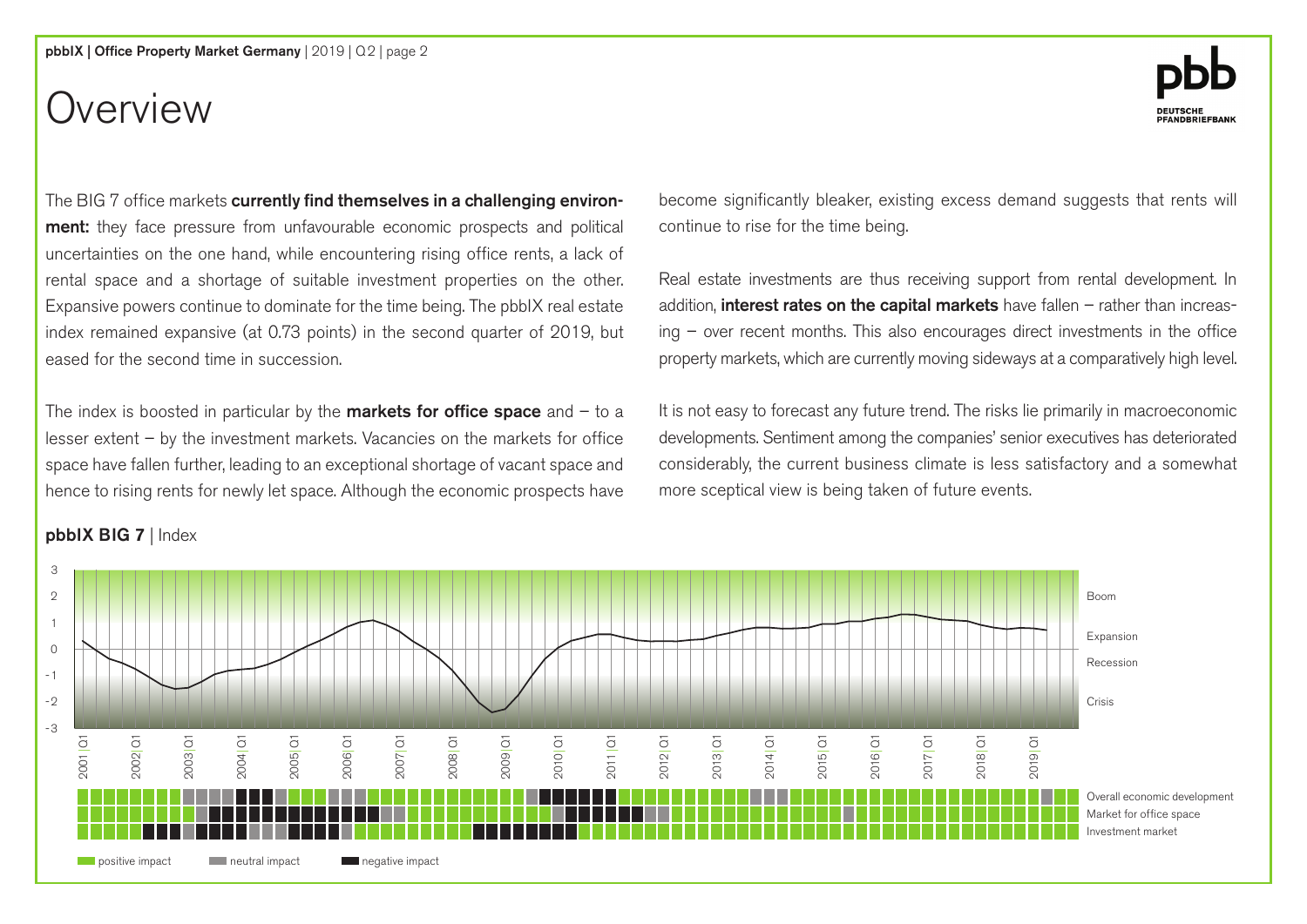# Overview

The BIG 7 office markets **currently find themselves in a challenging environment:** they face pressure from unfavourable economic prospects and political uncertainties on the one hand, while encountering rising office rents, a lack of rental space and a shortage of suitable investment properties on the other. Expansive powers continue to dominate for the time being. The pbbIX real estate index remained expansive (at 0.73 points) in the second quarter of 2019, but eased for the second time in succession.

The index is boosted in particular by the **markets for office space** and – to a lesser extent – by the investment markets. Vacancies on the markets for office space have fallen further, leading to an exceptional shortage of vacant space and hence to rising rents for newly let space. Although the economic prospects have become significantly bleaker, existing excess demand suggests that rents will continue to rise for the time being.

Real estate investments are thus receiving support from rental development. In addition, **interest rates on the capital markets** have fallen – rather than increasing – over recent months. This also encourages direct investments in the office property markets, which are currently moving sideways at a comparatively high level.

It is not easy to forecast any future trend. The risks lie primarily in macroeconomic developments. Sentiment among the companies' senior executives has deteriorated considerably, the current business climate is less satisfactory and a somewhat more sceptical view is being taken of future events.

**pbbIX BIG 7** | Index

Boom / Expansion / Recession / Crisis

2001|Q1 2002|Q1 2003|Q1 2004|Q1 2005|Q1 2006|Q1 2007|Q1 2008|Q1 2009|Q1 2010|Q1 2011|Q1 2012|Q1 2013|Q1 2014|Q1 2015|Q1 2016|Q1 2017|Q1 2018|Q1 2019|Q1

Overall economic development
Market for office space
Investment market

positive impact · neutral impact · negative impact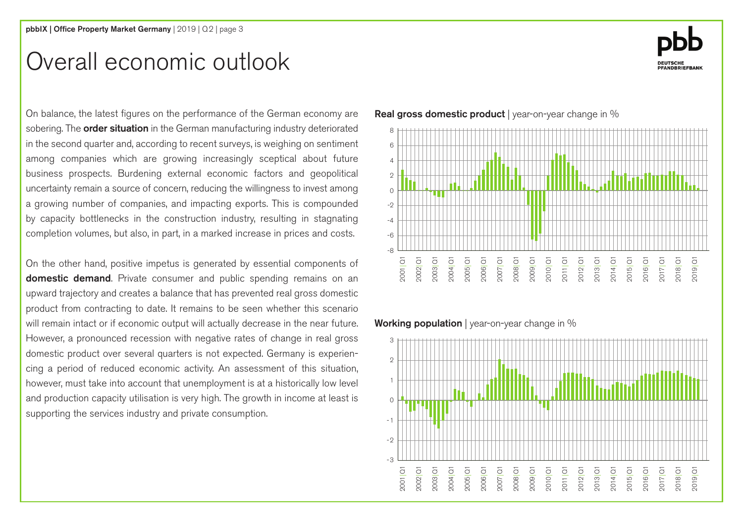# Overall economic outlook

On balance, the latest figures on the performance of the German economy are sobering. The **order situation** in the German manufacturing industry deteriorated in the second quarter and, according to recent surveys, is weighing on sentiment among companies which are growing increasingly sceptical about future business prospects. Burdening external economic factors and geopolitical uncertainty remain a source of concern, reducing the willingness to invest among a growing number of companies, and impacting exports. This is compounded by capacity bottlenecks in the construction industry, resulting in stagnating completion volumes, but also, in part, in a marked increase in prices and costs.

On the other hand, positive impetus is generated by essential components of **domestic demand**. Private consumer and public spending remains on an upward trajectory and creates a balance that has prevented real gross domestic product from contracting to date. It remains to be seen whether this scenario will remain intact or if economic output will actually decrease in the near future. However, a pronounced recession with negative rates of change in real gross domestic product over several quarters is not expected. Germany is experiencing a period of reduced economic activity. An assessment of this situation, however, must take into account that unemployment is at a historically low level and production capacity utilisation is very high. The growth in income at least is supporting the services industry and private consumption.

**Real gross domestic product** | year-on-year change in %

**Working population** | year-on-year change in %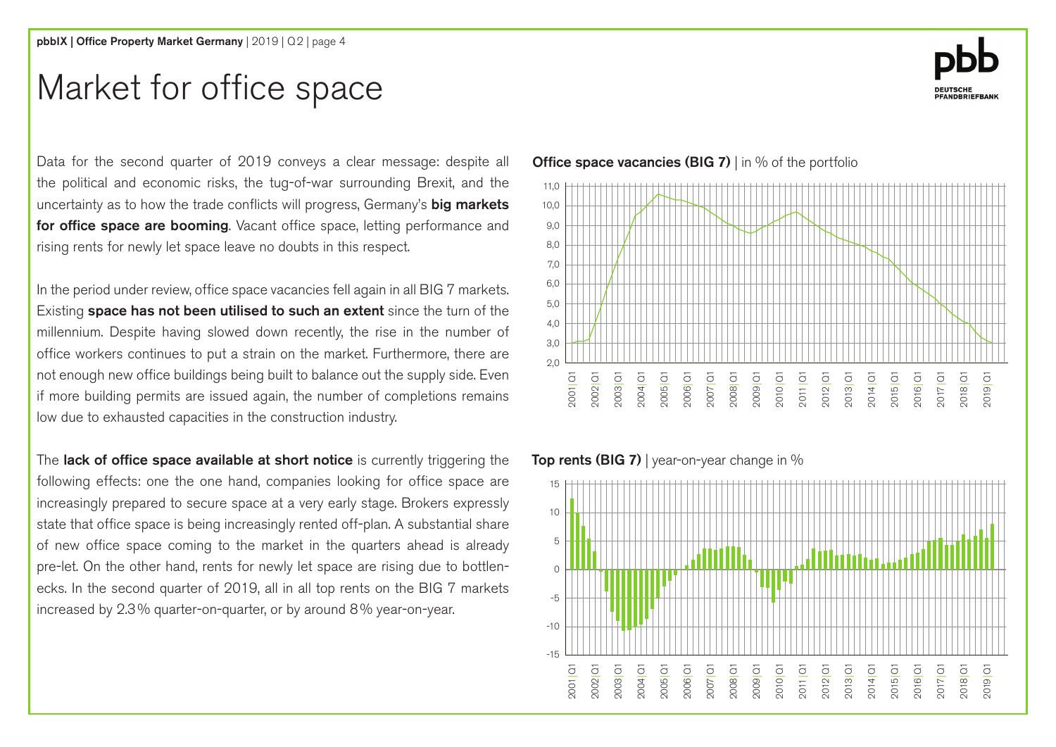# Market for office space

Data for the second quarter of 2019 conveys a clear message: despite all the political and economic risks, the tug-of-war surrounding Brexit, and the uncertainty as to how the trade conflicts will progress, Germany's **big markets for office space are booming**. Vacant office space, letting performance and rising rents for newly let space leave no doubts in this respect.

In the period under review, office space vacancies fell again in all BIG 7 markets. Existing **space has not been utilised to such an extent** since the turn of the millennium. Despite having slowed down recently, the rise in the number of office workers continues to put a strain on the market. Furthermore, there are not enough new office buildings being built to balance out the supply side. Even if more building permits are issued again, the number of completions remains low due to exhausted capacities in the construction industry.

The **lack of office space available at short notice** is currently triggering the following effects: one the one hand, companies looking for office space are increasingly prepared to secure space at a very early stage. Brokers expressly state that office space is being increasingly rented off-plan. A substantial share of new office space coming to the market in the quarters ahead is already pre-let. On the other hand, rents for newly let space are rising due to bottlenecks. In the second quarter of 2019, all in all top rents on the BIG 7 markets increased by 2.3 % quarter-on-quarter, or by around 8 % year-on-year.

**Office space vacancies (BIG 7)** | in % of the portfolio

**Top rents (BIG 7)** | year-on-year change in %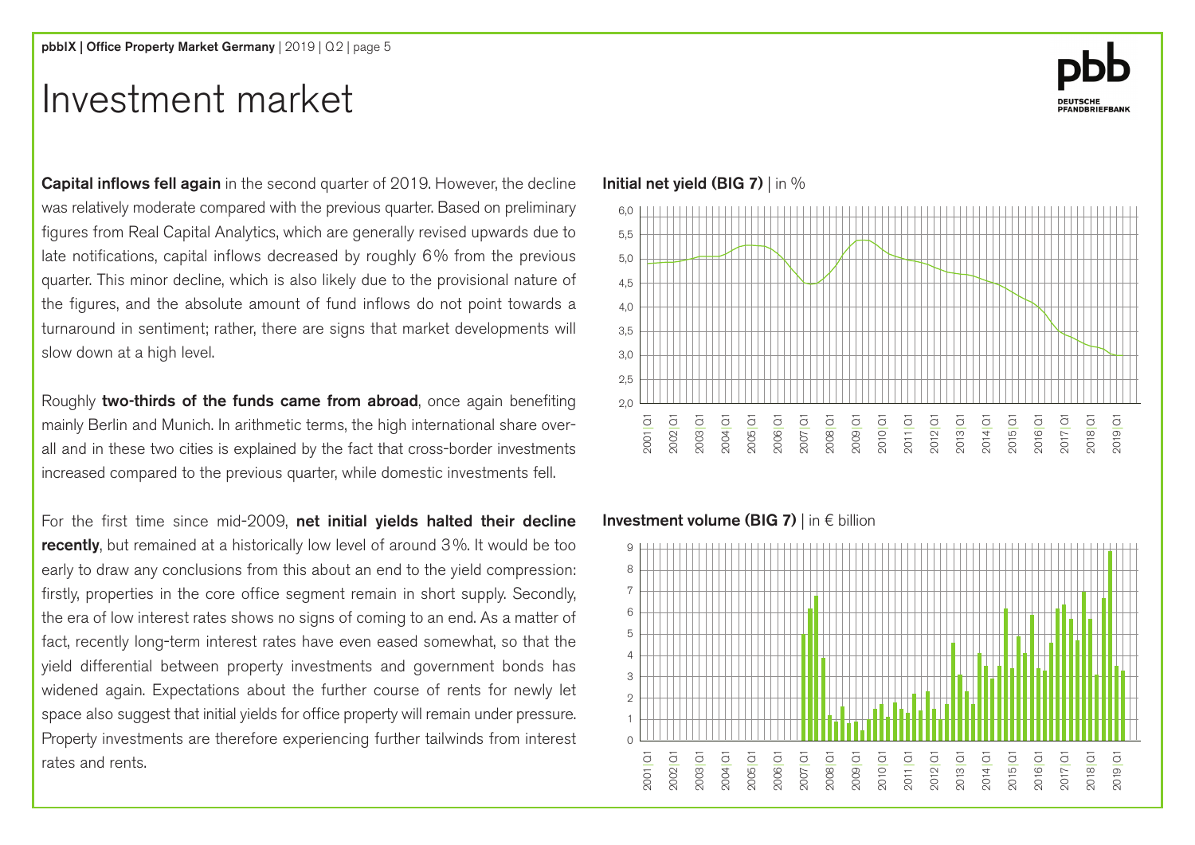# Investment market

**Capital inflows fell again** in the second quarter of 2019. However, the decline was relatively moderate compared with the previous quarter. Based on preliminary figures from Real Capital Analytics, which are generally revised upwards due to late notifications, capital inflows decreased by roughly 6% from the previous quarter. This minor decline, which is also likely due to the provisional nature of the figures, and the absolute amount of fund inflows do not point towards a turnaround in sentiment; rather, there are signs that market developments will slow down at a high level.

Roughly **two-thirds of the funds came from abroad**, once again benefiting mainly Berlin and Munich. In arithmetic terms, the high international share overall and in these two cities is explained by the fact that cross-border investments increased compared to the previous quarter, while domestic investments fell.

For the first time since mid-2009, **net initial yields halted their decline recently**, but remained at a historically low level of around 3%. It would be too early to draw any conclusions from this about an end to the yield compression: firstly, properties in the core office segment remain in short supply. Secondly, the era of low interest rates shows no signs of coming to an end. As a matter of fact, recently long-term interest rates have even eased somewhat, so that the yield differential between property investments and government bonds has widened again. Expectations about the further course of rents for newly let space also suggest that initial yields for office property will remain under pressure. Property investments are therefore experiencing further tailwinds from interest rates and rents.

**Initial net yield (BIG 7)** | in %

**Investment volume (BIG 7)** | in € billion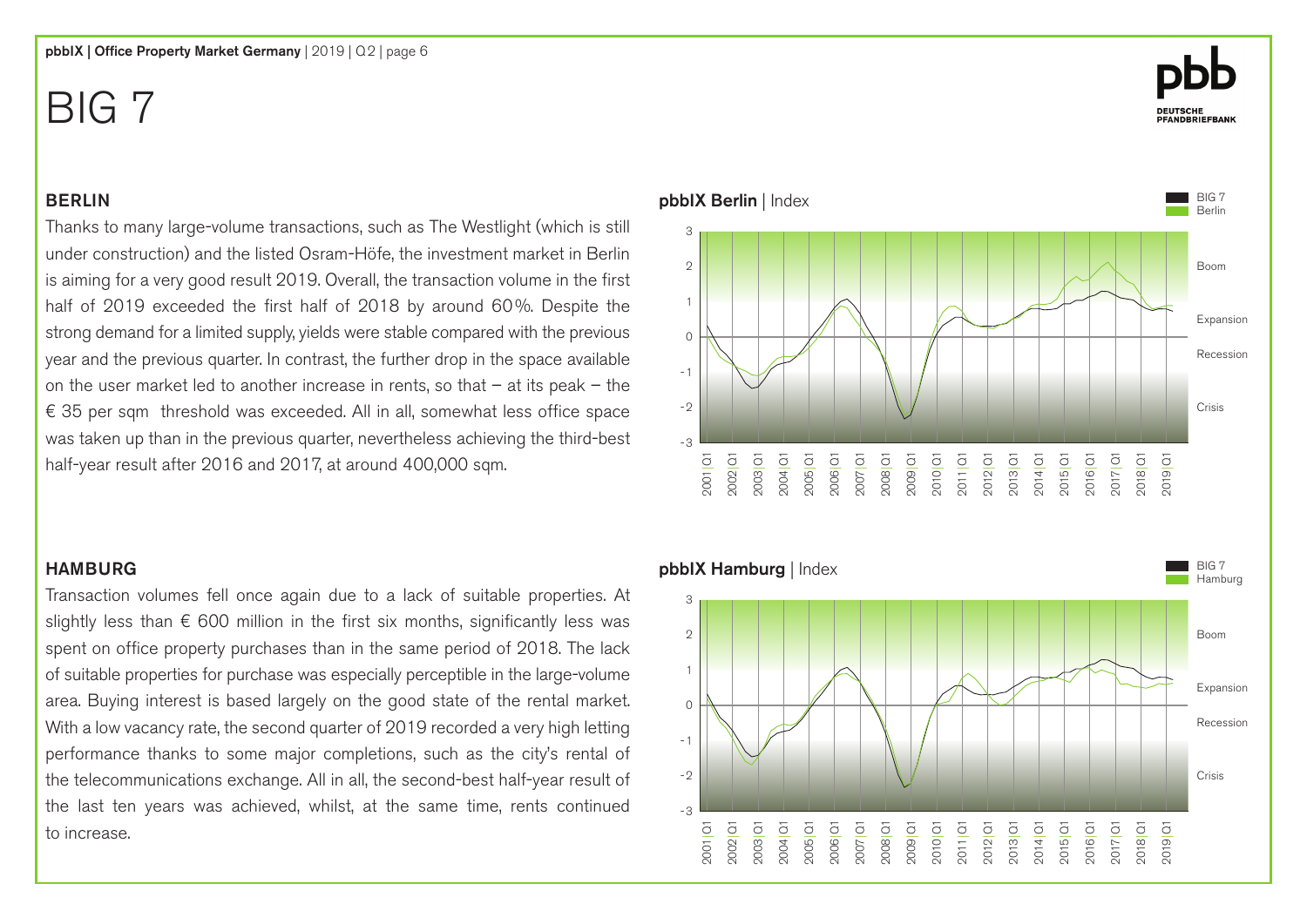# BIG 7

## BERLIN

Thanks to many large-volume transactions, such as The Westlight (which is still under construction) and the listed Osram-Höfe, the investment market in Berlin is aiming for a very good result 2019. Overall, the transaction volume in the first half of 2019 exceeded the first half of 2018 by around 60%. Despite the strong demand for a limited supply, yields were stable compared with the previous year and the previous quarter. In contrast, the further drop in the space available on the user market led to another increase in rents, so that – at its peak – the € 35 per sqm threshold was exceeded. All in all, somewhat less office space was taken up than in the previous quarter, nevertheless achieving the third-best half-year result after 2016 and 2017, at around 400,000 sqm.

**pbbIX Berlin** | Index

## HAMBURG

Transaction volumes fell once again due to a lack of suitable properties. At slightly less than € 600 million in the first six months, significantly less was spent on office property purchases than in the same period of 2018. The lack of suitable properties for purchase was especially perceptible in the large-volume area. Buying interest is based largely on the good state of the rental market. With a low vacancy rate, the second quarter of 2019 recorded a very high letting performance thanks to some major completions, such as the city's rental of the telecommunications exchange. All in all, the second-best half-year result of the last ten years was achieved, whilst, at the same time, rents continued to increase.

**pbbIX Hamburg** | Index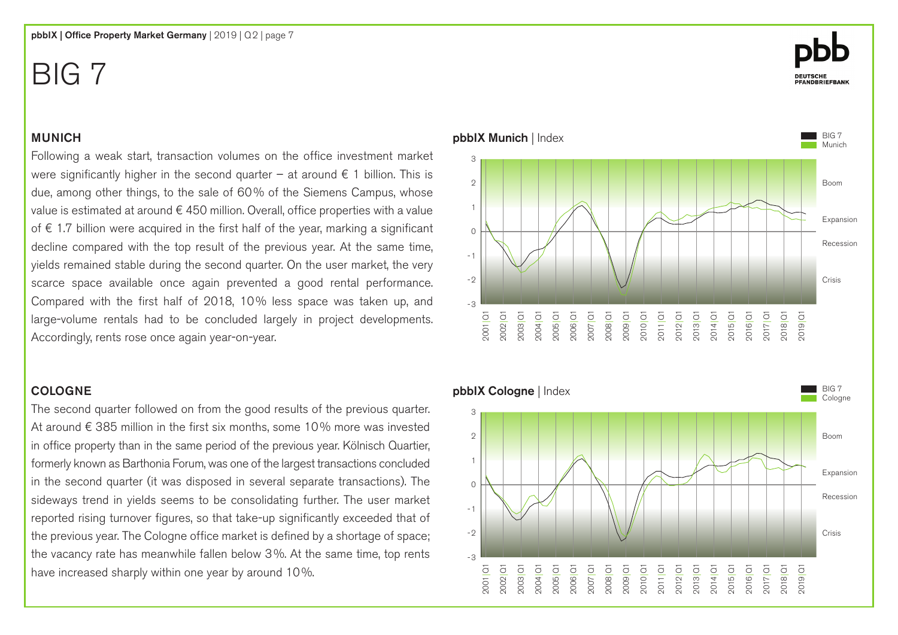# BIG 7

## MUNICH

Following a weak start, transaction volumes on the office investment market were significantly higher in the second quarter – at around € 1 billion. This is due, among other things, to the sale of 60% of the Siemens Campus, whose value is estimated at around € 450 million. Overall, office properties with a value of € 1.7 billion were acquired in the first half of the year, marking a significant decline compared with the top result of the previous year. At the same time, yields remained stable during the second quarter. On the user market, the very scarce space available once again prevented a good rental performance. Compared with the first half of 2018, 10% less space was taken up, and large-volume rentals had to be concluded largely in project developments. Accordingly, rents rose once again year-on-year.

**pbbIX Munich** | Index

## COLOGNE

The second quarter followed on from the good results of the previous quarter. At around € 385 million in the first six months, some 10% more was invested in office property than in the same period of the previous year. Kölnisch Quartier, formerly known as Barthonia Forum, was one of the largest transactions concluded in the second quarter (it was disposed in several separate transactions). The sideways trend in yields seems to be consolidating further. The user market reported rising turnover figures, so that take-up significantly exceeded that of the previous year. The Cologne office market is defined by a shortage of space; the vacancy rate has meanwhile fallen below 3%. At the same time, top rents have increased sharply within one year by around 10%.

**pbbIX Cologne** | Index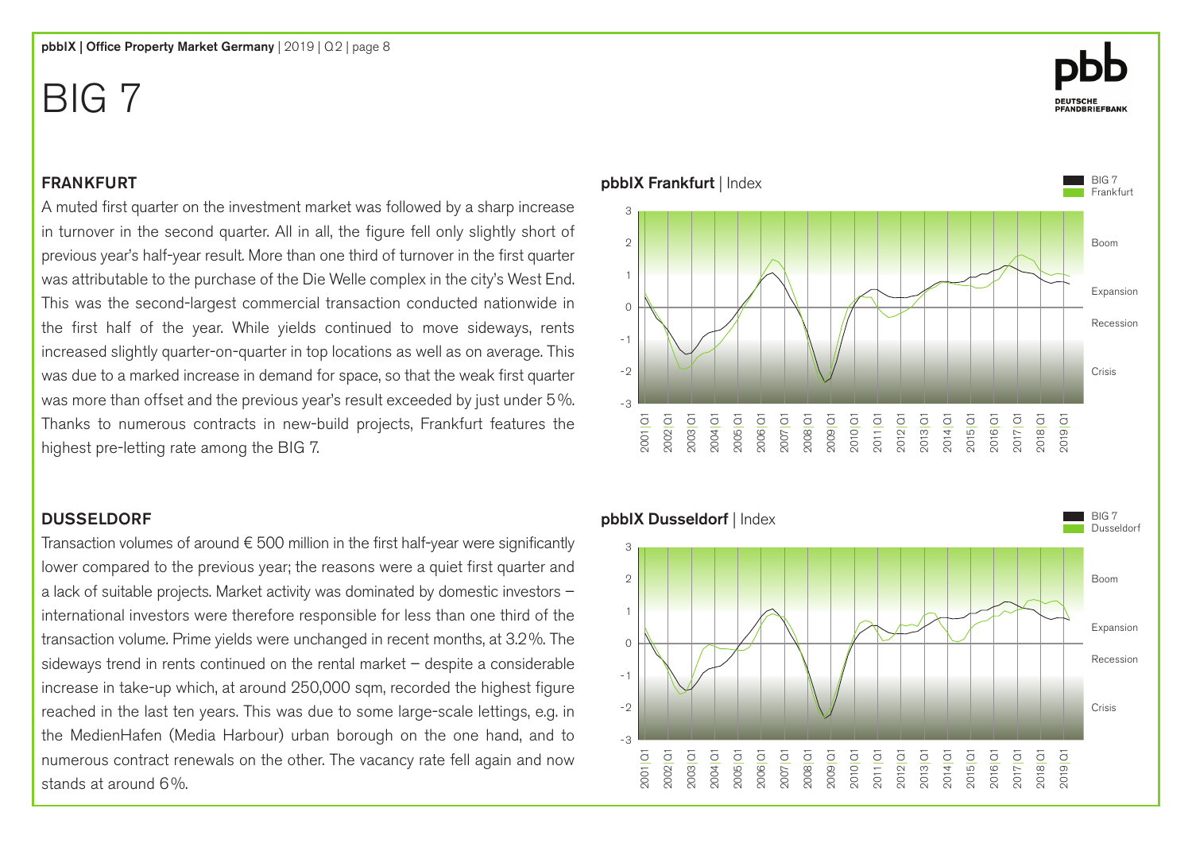# BIG 7

## FRANKFURT

A muted first quarter on the investment market was followed by a sharp increase in turnover in the second quarter. All in all, the figure fell only slightly short of previous year's half-year result. More than one third of turnover in the first quarter was attributable to the purchase of the Die Welle complex in the city's West End. This was the second-largest commercial transaction conducted nationwide in the first half of the year. While yields continued to move sideways, rents increased slightly quarter-on-quarter in top locations as well as on average. This was due to a marked increase in demand for space, so that the weak first quarter was more than offset and the previous year's result exceeded by just under 5 %. Thanks to numerous contracts in new-build projects, Frankfurt features the highest pre-letting rate among the BIG 7.

**pbbIX Frankfurt** | Index

## DUSSELDORF

Transaction volumes of around € 500 million in the first half-year were significantly lower compared to the previous year; the reasons were a quiet first quarter and a lack of suitable projects. Market activity was dominated by domestic investors – international investors were therefore responsible for less than one third of the transaction volume. Prime yields were unchanged in recent months, at 3.2 %. The sideways trend in rents continued on the rental market – despite a considerable increase in take-up which, at around 250,000 sqm, recorded the highest figure reached in the last ten years. This was due to some large-scale lettings, e.g. in the MedienHafen (Media Harbour) urban borough on the one hand, and to numerous contract renewals on the other. The vacancy rate fell again and now stands at around 6 %.

**pbbIX Dusseldorf** | Index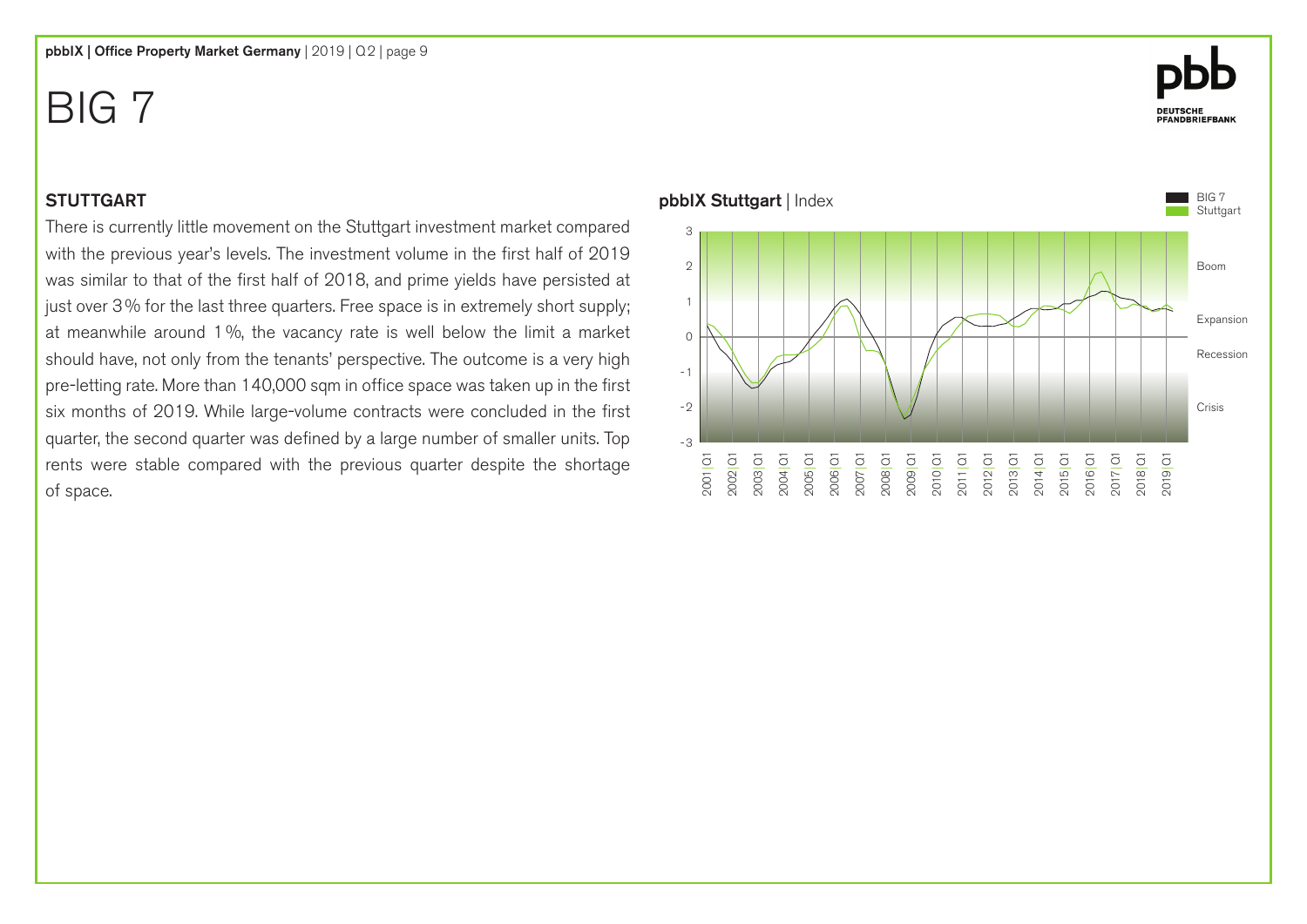# BIG 7

## STUTTGART

There is currently little movement on the Stuttgart investment market compared with the previous year's levels. The investment volume in the first half of 2019 was similar to that of the first half of 2018, and prime yields have persisted at just over 3% for the last three quarters. Free space is in extremely short supply; at meanwhile around 1%, the vacancy rate is well below the limit a market should have, not only from the tenants' perspective. The outcome is a very high pre-letting rate. More than 140,000 sqm in office space was taken up in the first six months of 2019. While large-volume contracts were concluded in the first quarter, the second quarter was defined by a large number of smaller units. Top rents were stable compared with the previous quarter despite the shortage of space.

**pbbIX Stuttgart** | Index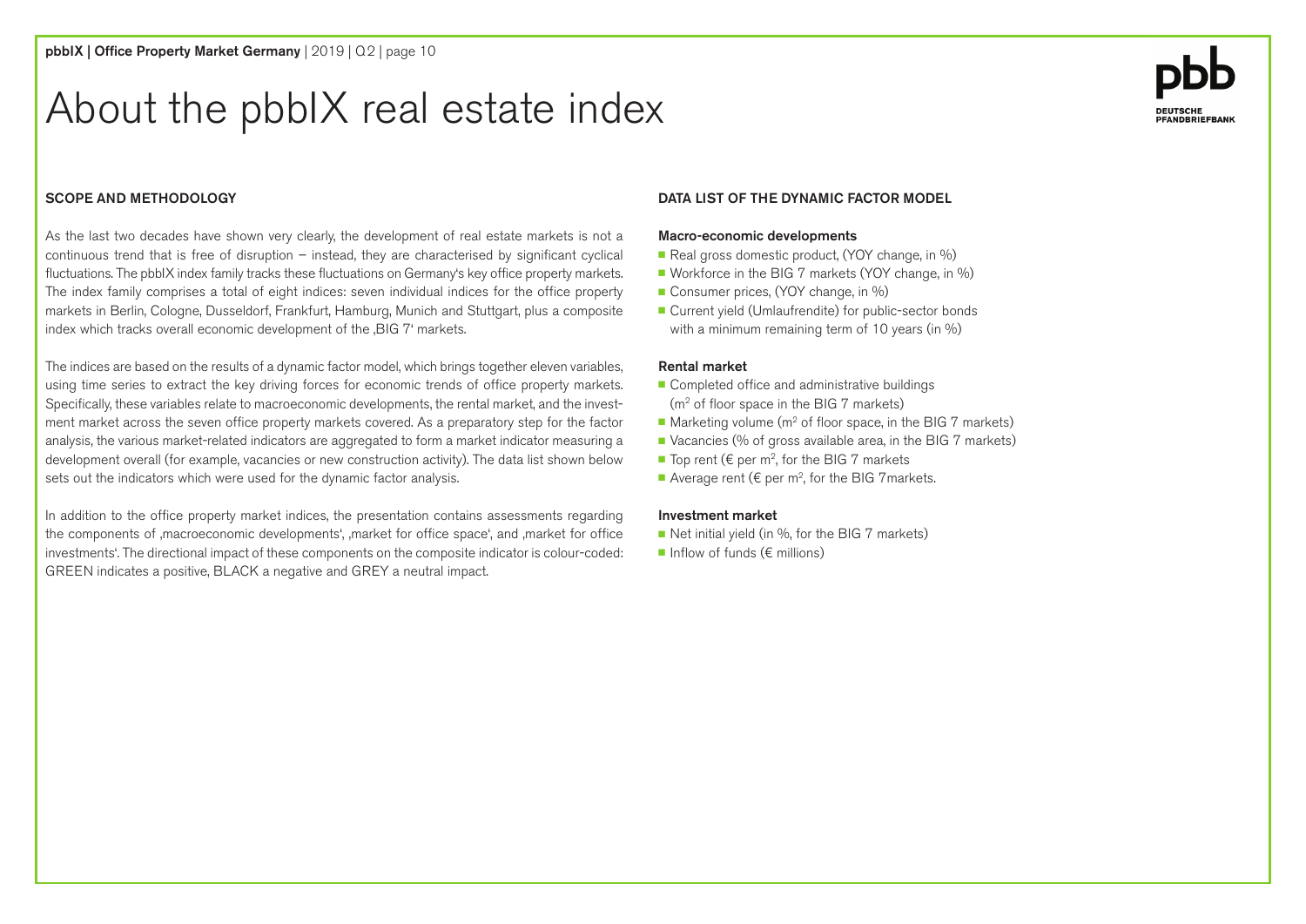# About the pbbIX real estate index

## SCOPE AND METHODOLOGY

As the last two decades have shown very clearly, the development of real estate markets is not a continuous trend that is free of disruption – instead, they are characterised by significant cyclical fluctuations. The pbbIX index family tracks these fluctuations on Germany's key office property markets. The index family comprises a total of eight indices: seven individual indices for the office property markets in Berlin, Cologne, Dusseldorf, Frankfurt, Hamburg, Munich and Stuttgart, plus a composite index which tracks overall economic development of the ‚BIG 7' markets.

The indices are based on the results of a dynamic factor model, which brings together eleven variables, using time series to extract the key driving forces for economic trends of office property markets. Specifically, these variables relate to macroeconomic developments, the rental market, and the investment market across the seven office property markets covered. As a preparatory step for the factor analysis, the various market-related indicators are aggregated to form a market indicator measuring a development overall (for example, vacancies or new construction activity). The data list shown below sets out the indicators which were used for the dynamic factor analysis.

In addition to the office property market indices, the presentation contains assessments regarding the components of ‚macroeconomic developments', ‚market for office space', and ‚market for office investments'. The directional impact of these components on the composite indicator is colour-coded: GREEN indicates a positive, BLACK a negative and GREY a neutral impact.

## DATA LIST OF THE DYNAMIC FACTOR MODEL

### Macro-economic developments

- Real gross domestic product, (YOY change, in %)
- Workforce in the BIG 7 markets (YOY change, in %)
- Consumer prices, (YOY change, in %)
- Current yield (Umlaufrendite) for public-sector bonds with a minimum remaining term of 10 years (in %)

### Rental market

- Completed office and administrative buildings ($m^2$ of floor space in the BIG 7 markets)
- Marketing volume ($m^2$ of floor space, in the BIG 7 markets)
- Vacancies (% of gross available area, in the BIG 7 markets)
- Top rent (€ per $m^2$, for the BIG 7 markets
- Average rent (€ per $m^2$, for the BIG 7markets.

### Investment market

- Net initial yield (in %, for the BIG 7 markets)
- Inflow of funds (€ millions)